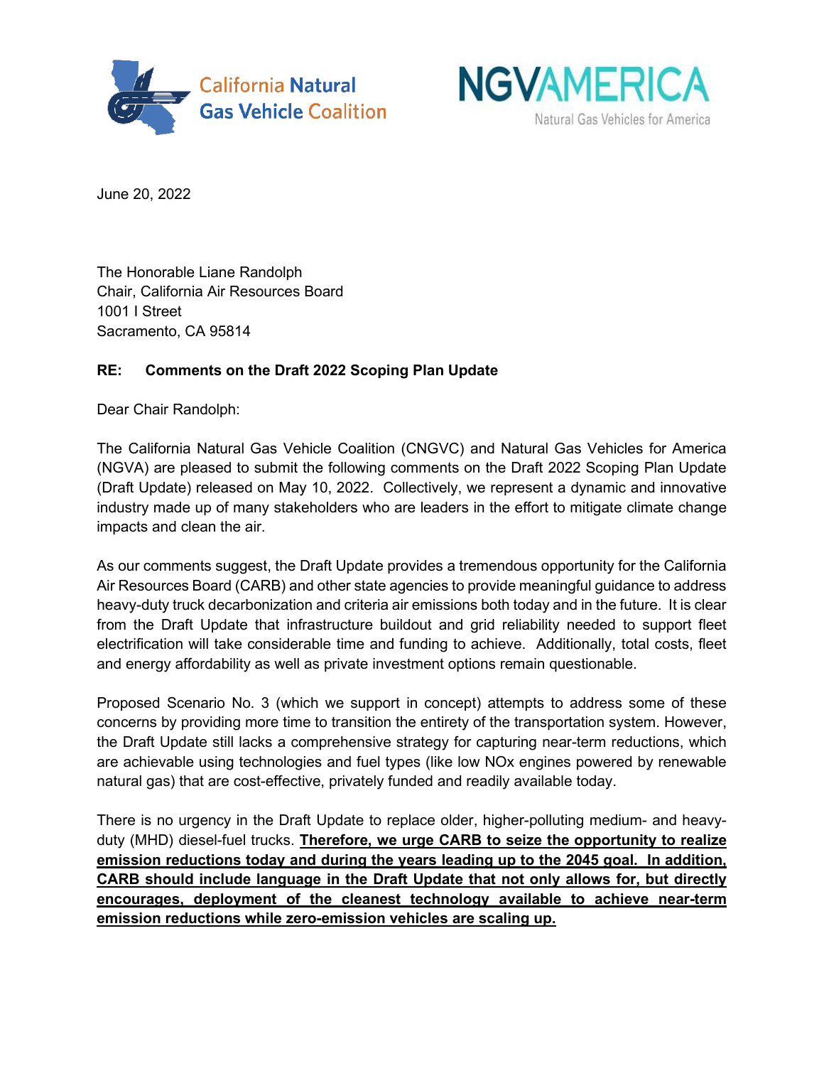California Natural Gas Vehicle Coalition

NGVAMERICA
Natural Gas Vehicles for America

June 20, 2022

The Honorable Liane Randolph
Chair, California Air Resources Board
1001 I Street
Sacramento, CA 95814

**RE: Comments on the Draft 2022 Scoping Plan Update**

Dear Chair Randolph:

The California Natural Gas Vehicle Coalition (CNGVC) and Natural Gas Vehicles for America (NGVA) are pleased to submit the following comments on the Draft 2022 Scoping Plan Update (Draft Update) released on May 10, 2022. Collectively, we represent a dynamic and innovative industry made up of many stakeholders who are leaders in the effort to mitigate climate change impacts and clean the air.

As our comments suggest, the Draft Update provides a tremendous opportunity for the California Air Resources Board (CARB) and other state agencies to provide meaningful guidance to address heavy-duty truck decarbonization and criteria air emissions both today and in the future. It is clear from the Draft Update that infrastructure buildout and grid reliability needed to support fleet electrification will take considerable time and funding to achieve. Additionally, total costs, fleet and energy affordability as well as private investment options remain questionable.

Proposed Scenario No. 3 (which we support in concept) attempts to address some of these concerns by providing more time to transition the entirety of the transportation system. However, the Draft Update still lacks a comprehensive strategy for capturing near-term reductions, which are achievable using technologies and fuel types (like low NOx engines powered by renewable natural gas) that are cost-effective, privately funded and readily available today.

There is no urgency in the Draft Update to replace older, higher-polluting medium- and heavy-duty (MHD) diesel-fuel trucks. **Therefore, we urge CARB to seize the opportunity to realize emission reductions today and during the years leading up to the 2045 goal. In addition, CARB should include language in the Draft Update that not only allows for, but directly encourages, deployment of the cleanest technology available to achieve near-term emission reductions while zero-emission vehicles are scaling up.**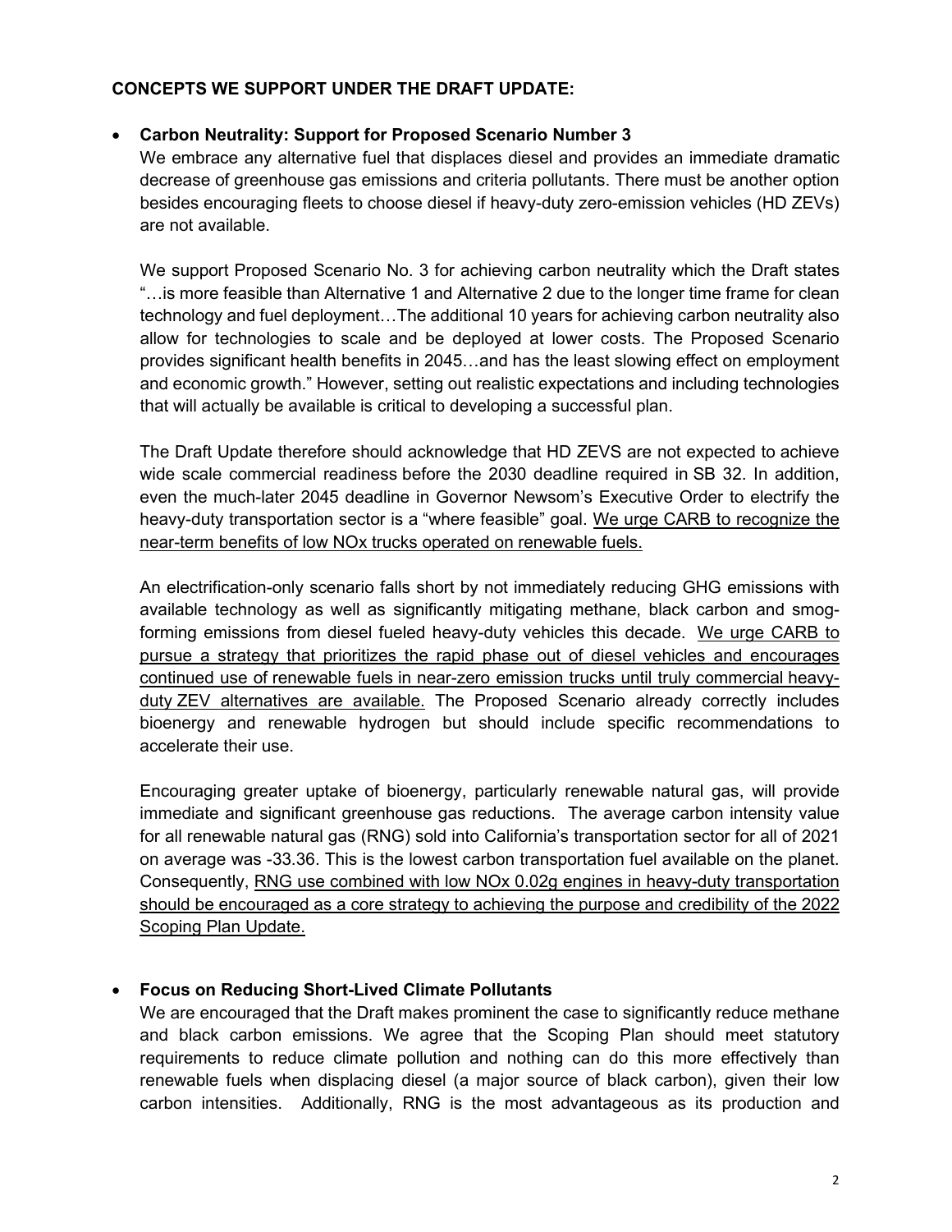**CONCEPTS WE SUPPORT UNDER THE DRAFT UPDATE:**

- **Carbon Neutrality: Support for Proposed Scenario Number 3**

  We embrace any alternative fuel that displaces diesel and provides an immediate dramatic decrease of greenhouse gas emissions and criteria pollutants. There must be another option besides encouraging fleets to choose diesel if heavy-duty zero-emission vehicles (HD ZEVs) are not available.

  We support Proposed Scenario No. 3 for achieving carbon neutrality which the Draft states "…is more feasible than Alternative 1 and Alternative 2 due to the longer time frame for clean technology and fuel deployment…The additional 10 years for achieving carbon neutrality also allow for technologies to scale and be deployed at lower costs. The Proposed Scenario provides significant health benefits in 2045…and has the least slowing effect on employment and economic growth." However, setting out realistic expectations and including technologies that will actually be available is critical to developing a successful plan.

  The Draft Update therefore should acknowledge that HD ZEVS are not expected to achieve wide scale commercial readiness before the 2030 deadline required in SB 32. In addition, even the much-later 2045 deadline in Governor Newsom's Executive Order to electrify the heavy-duty transportation sector is a "where feasible" goal. <u>We urge CARB to recognize the near-term benefits of low NOx trucks operated on renewable fuels.</u>

  An electrification-only scenario falls short by not immediately reducing GHG emissions with available technology as well as significantly mitigating methane, black carbon and smog-forming emissions from diesel fueled heavy-duty vehicles this decade. <u>We urge CARB to pursue a strategy that prioritizes the rapid phase out of diesel vehicles and encourages continued use of renewable fuels in near-zero emission trucks until truly commercial heavy-duty ZEV alternatives are available.</u> The Proposed Scenario already correctly includes bioenergy and renewable hydrogen but should include specific recommendations to accelerate their use.

  Encouraging greater uptake of bioenergy, particularly renewable natural gas, will provide immediate and significant greenhouse gas reductions. The average carbon intensity value for all renewable natural gas (RNG) sold into California's transportation sector for all of 2021 on average was -33.36. This is the lowest carbon transportation fuel available on the planet. Consequently, <u>RNG use combined with low NOx 0.02g engines in heavy-duty transportation should be encouraged as a core strategy to achieving the purpose and credibility of the 2022 Scoping Plan Update.</u>

- **Focus on Reducing Short-Lived Climate Pollutants**

  We are encouraged that the Draft makes prominent the case to significantly reduce methane and black carbon emissions. We agree that the Scoping Plan should meet statutory requirements to reduce climate pollution and nothing can do this more effectively than renewable fuels when displacing diesel (a major source of black carbon), given their low carbon intensities. Additionally, RNG is the most advantageous as its production and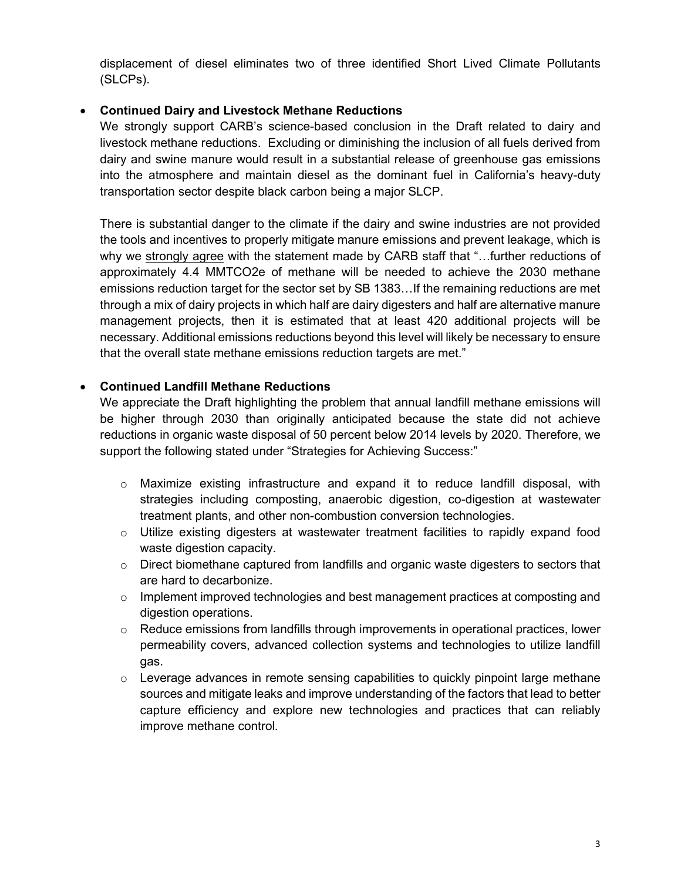displacement of diesel eliminates two of three identified Short Lived Climate Pollutants (SLCPs).

- **Continued Dairy and Livestock Methane Reductions**

  We strongly support CARB's science-based conclusion in the Draft related to dairy and livestock methane reductions. Excluding or diminishing the inclusion of all fuels derived from dairy and swine manure would result in a substantial release of greenhouse gas emissions into the atmosphere and maintain diesel as the dominant fuel in California's heavy-duty transportation sector despite black carbon being a major SLCP.

  There is substantial danger to the climate if the dairy and swine industries are not provided the tools and incentives to properly mitigate manure emissions and prevent leakage, which is why we <u>strongly agree</u> with the statement made by CARB staff that "…further reductions of approximately 4.4 MMTCO2e of methane will be needed to achieve the 2030 methane emissions reduction target for the sector set by SB 1383…If the remaining reductions are met through a mix of dairy projects in which half are dairy digesters and half are alternative manure management projects, then it is estimated that at least 420 additional projects will be necessary. Additional emissions reductions beyond this level will likely be necessary to ensure that the overall state methane emissions reduction targets are met."

- **Continued Landfill Methane Reductions**

  We appreciate the Draft highlighting the problem that annual landfill methane emissions will be higher through 2030 than originally anticipated because the state did not achieve reductions in organic waste disposal of 50 percent below 2014 levels by 2020. Therefore, we support the following stated under "Strategies for Achieving Success:"

  - Maximize existing infrastructure and expand it to reduce landfill disposal, with strategies including composting, anaerobic digestion, co-digestion at wastewater treatment plants, and other non-combustion conversion technologies.
  - Utilize existing digesters at wastewater treatment facilities to rapidly expand food waste digestion capacity.
  - Direct biomethane captured from landfills and organic waste digesters to sectors that are hard to decarbonize.
  - Implement improved technologies and best management practices at composting and digestion operations.
  - Reduce emissions from landfills through improvements in operational practices, lower permeability covers, advanced collection systems and technologies to utilize landfill gas.
  - Leverage advances in remote sensing capabilities to quickly pinpoint large methane sources and mitigate leaks and improve understanding of the factors that lead to better capture efficiency and explore new technologies and practices that can reliably improve methane control.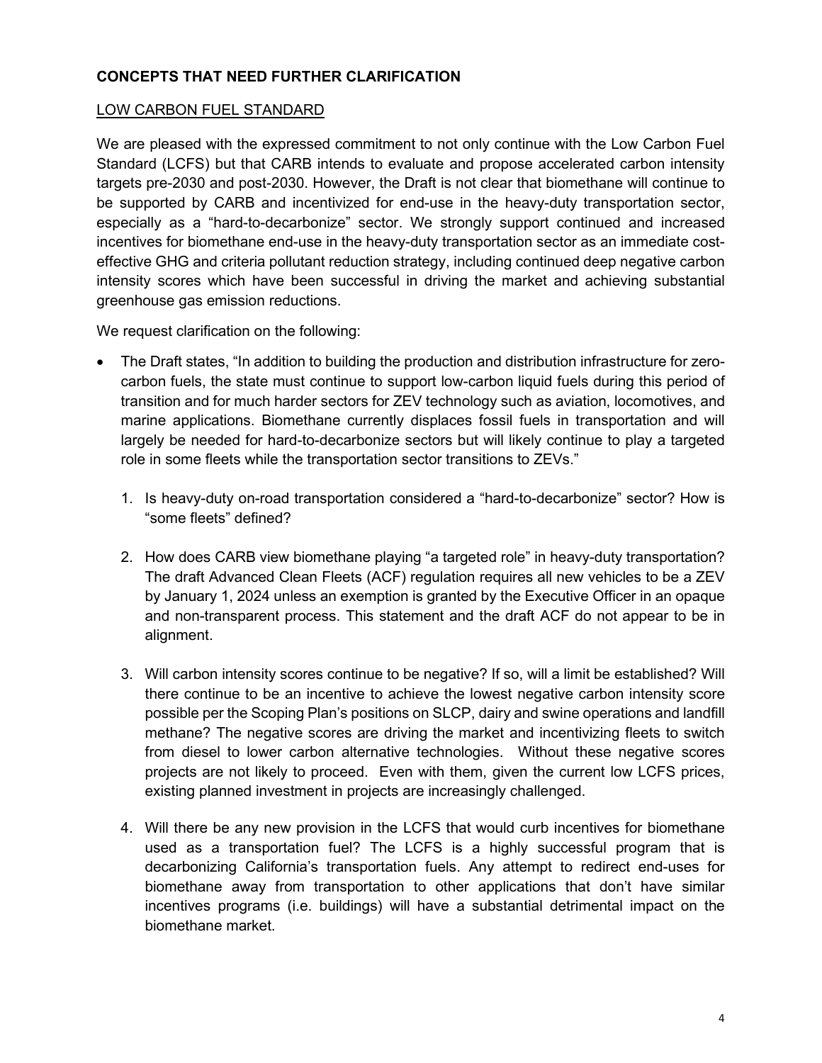## CONCEPTS THAT NEED FURTHER CLARIFICATION

### LOW CARBON FUEL STANDARD

We are pleased with the expressed commitment to not only continue with the Low Carbon Fuel Standard (LCFS) but that CARB intends to evaluate and propose accelerated carbon intensity targets pre-2030 and post-2030. However, the Draft is not clear that biomethane will continue to be supported by CARB and incentivized for end-use in the heavy-duty transportation sector, especially as a "hard-to-decarbonize" sector. We strongly support continued and increased incentives for biomethane end-use in the heavy-duty transportation sector as an immediate cost-effective GHG and criteria pollutant reduction strategy, including continued deep negative carbon intensity scores which have been successful in driving the market and achieving substantial greenhouse gas emission reductions.

We request clarification on the following:

- The Draft states, "In addition to building the production and distribution infrastructure for zero-carbon fuels, the state must continue to support low-carbon liquid fuels during this period of transition and for much harder sectors for ZEV technology such as aviation, locomotives, and marine applications. Biomethane currently displaces fossil fuels in transportation and will largely be needed for hard-to-decarbonize sectors but will likely continue to play a targeted role in some fleets while the transportation sector transitions to ZEVs."

    1. Is heavy-duty on-road transportation considered a "hard-to-decarbonize" sector? How is "some fleets" defined?

    2. How does CARB view biomethane playing "a targeted role" in heavy-duty transportation? The draft Advanced Clean Fleets (ACF) regulation requires all new vehicles to be a ZEV by January 1, 2024 unless an exemption is granted by the Executive Officer in an opaque and non-transparent process. This statement and the draft ACF do not appear to be in alignment.

    3. Will carbon intensity scores continue to be negative? If so, will a limit be established? Will there continue to be an incentive to achieve the lowest negative carbon intensity score possible per the Scoping Plan's positions on SLCP, dairy and swine operations and landfill methane? The negative scores are driving the market and incentivizing fleets to switch from diesel to lower carbon alternative technologies. Without these negative scores projects are not likely to proceed. Even with them, given the current low LCFS prices, existing planned investment in projects are increasingly challenged.

    4. Will there be any new provision in the LCFS that would curb incentives for biomethane used as a transportation fuel? The LCFS is a highly successful program that is decarbonizing California's transportation fuels. Any attempt to redirect end-uses for biomethane away from transportation to other applications that don't have similar incentives programs (i.e. buildings) will have a substantial detrimental impact on the biomethane market.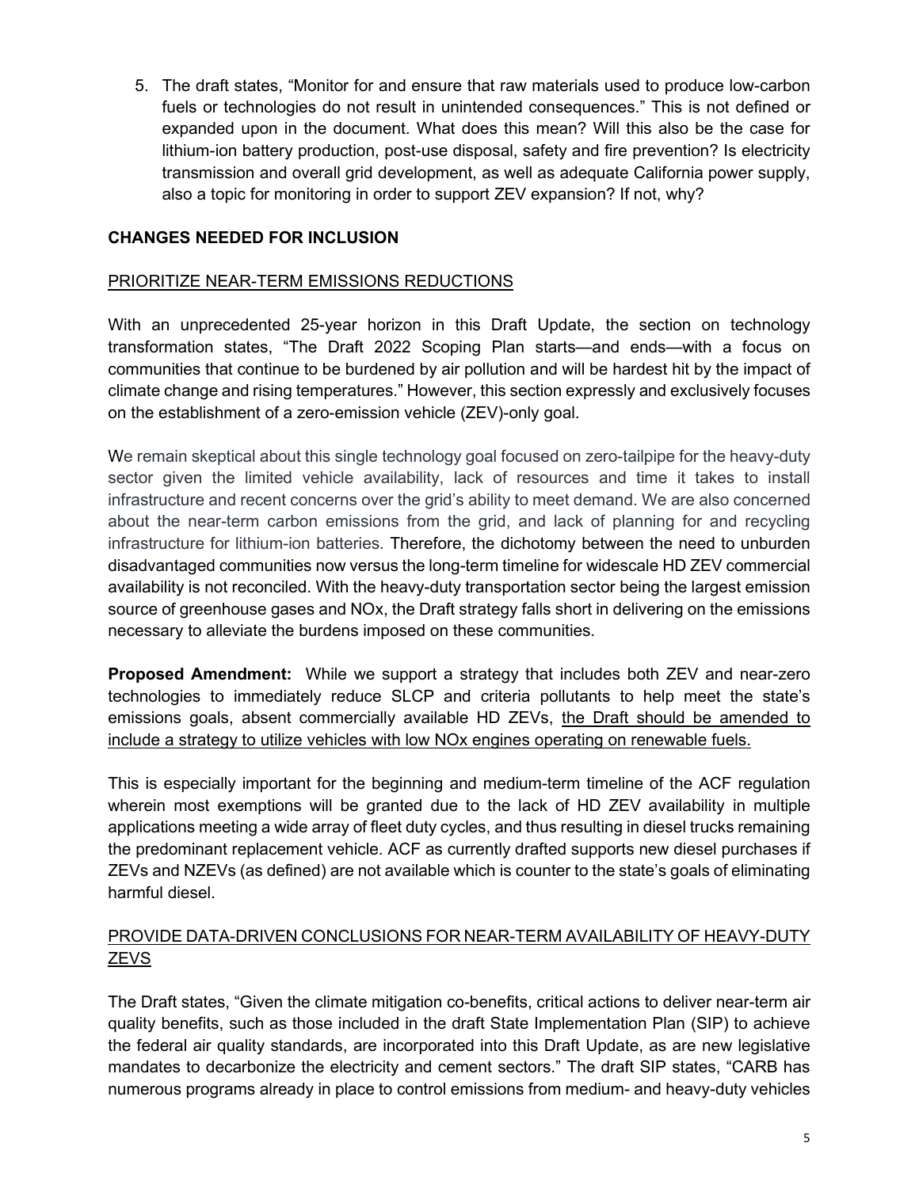5. The draft states, "Monitor for and ensure that raw materials used to produce low-carbon fuels or technologies do not result in unintended consequences." This is not defined or expanded upon in the document. What does this mean? Will this also be the case for lithium-ion battery production, post-use disposal, safety and fire prevention? Is electricity transmission and overall grid development, as well as adequate California power supply, also a topic for monitoring in order to support ZEV expansion? If not, why?

## CHANGES NEEDED FOR INCLUSION

### PRIORITIZE NEAR-TERM EMISSIONS REDUCTIONS

With an unprecedented 25-year horizon in this Draft Update, the section on technology transformation states, "The Draft 2022 Scoping Plan starts—and ends—with a focus on communities that continue to be burdened by air pollution and will be hardest hit by the impact of climate change and rising temperatures." However, this section expressly and exclusively focuses on the establishment of a zero-emission vehicle (ZEV)-only goal.

We remain skeptical about this single technology goal focused on zero-tailpipe for the heavy-duty sector given the limited vehicle availability, lack of resources and time it takes to install infrastructure and recent concerns over the grid's ability to meet demand. We are also concerned about the near-term carbon emissions from the grid, and lack of planning for and recycling infrastructure for lithium-ion batteries. Therefore, the dichotomy between the need to unburden disadvantaged communities now versus the long-term timeline for widescale HD ZEV commercial availability is not reconciled. With the heavy-duty transportation sector being the largest emission source of greenhouse gases and NOx, the Draft strategy falls short in delivering on the emissions necessary to alleviate the burdens imposed on these communities.

**Proposed Amendment:** While we support a strategy that includes both ZEV and near-zero technologies to immediately reduce SLCP and criteria pollutants to help meet the state's emissions goals, absent commercially available HD ZEVs, the Draft should be amended to include a strategy to utilize vehicles with low NOx engines operating on renewable fuels.

This is especially important for the beginning and medium-term timeline of the ACF regulation wherein most exemptions will be granted due to the lack of HD ZEV availability in multiple applications meeting a wide array of fleet duty cycles, and thus resulting in diesel trucks remaining the predominant replacement vehicle. ACF as currently drafted supports new diesel purchases if ZEVs and NZEVs (as defined) are not available which is counter to the state's goals of eliminating harmful diesel.

### PROVIDE DATA-DRIVEN CONCLUSIONS FOR NEAR-TERM AVAILABILITY OF HEAVY-DUTY ZEVS

The Draft states, "Given the climate mitigation co-benefits, critical actions to deliver near-term air quality benefits, such as those included in the draft State Implementation Plan (SIP) to achieve the federal air quality standards, are incorporated into this Draft Update, as are new legislative mandates to decarbonize the electricity and cement sectors." The draft SIP states, "CARB has numerous programs already in place to control emissions from medium- and heavy-duty vehicles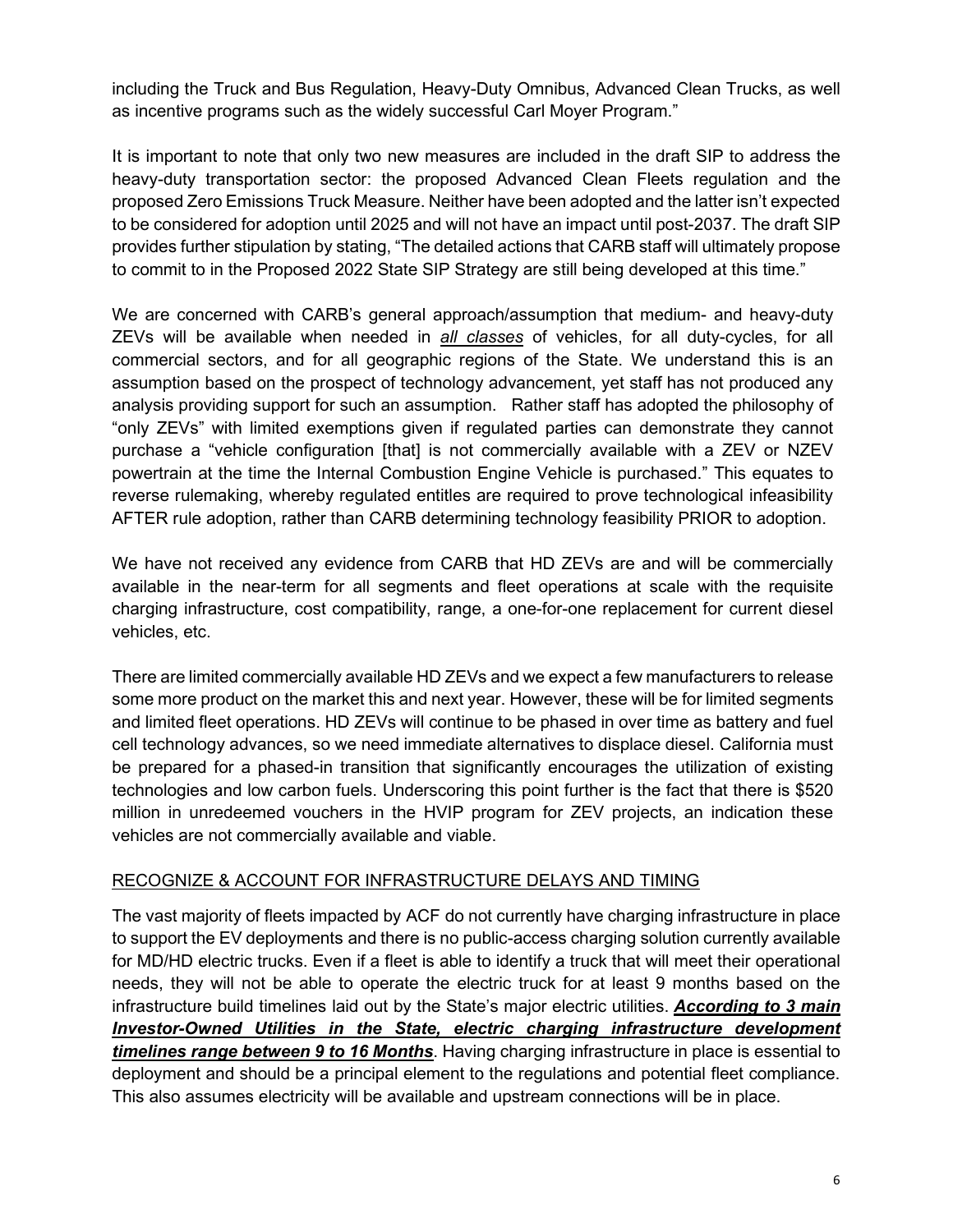including the Truck and Bus Regulation, Heavy-Duty Omnibus, Advanced Clean Trucks, as well as incentive programs such as the widely successful Carl Moyer Program."

It is important to note that only two new measures are included in the draft SIP to address the heavy-duty transportation sector: the proposed Advanced Clean Fleets regulation and the proposed Zero Emissions Truck Measure. Neither have been adopted and the latter isn't expected to be considered for adoption until 2025 and will not have an impact until post-2037. The draft SIP provides further stipulation by stating, "The detailed actions that CARB staff will ultimately propose to commit to in the Proposed 2022 State SIP Strategy are still being developed at this time."

We are concerned with CARB's general approach/assumption that medium- and heavy-duty ZEVs will be available when needed in ***all classes*** of vehicles, for all duty-cycles, for all commercial sectors, and for all geographic regions of the State. We understand this is an assumption based on the prospect of technology advancement, yet staff has not produced any analysis providing support for such an assumption. Rather staff has adopted the philosophy of "only ZEVs" with limited exemptions given if regulated parties can demonstrate they cannot purchase a "vehicle configuration [that] is not commercially available with a ZEV or NZEV powertrain at the time the Internal Combustion Engine Vehicle is purchased." This equates to reverse rulemaking, whereby regulated entitles are required to prove technological infeasibility AFTER rule adoption, rather than CARB determining technology feasibility PRIOR to adoption.

We have not received any evidence from CARB that HD ZEVs are and will be commercially available in the near-term for all segments and fleet operations at scale with the requisite charging infrastructure, cost compatibility, range, a one-for-one replacement for current diesel vehicles, etc.

There are limited commercially available HD ZEVs and we expect a few manufacturers to release some more product on the market this and next year. However, these will be for limited segments and limited fleet operations. HD ZEVs will continue to be phased in over time as battery and fuel cell technology advances, so we need immediate alternatives to displace diesel. California must be prepared for a phased-in transition that significantly encourages the utilization of existing technologies and low carbon fuels. Underscoring this point further is the fact that there is $520 million in unredeemed vouchers in the HVIP program for ZEV projects, an indication these vehicles are not commercially available and viable.

RECOGNIZE & ACCOUNT FOR INFRASTRUCTURE DELAYS AND TIMING

The vast majority of fleets impacted by ACF do not currently have charging infrastructure in place to support the EV deployments and there is no public-access charging solution currently available for MD/HD electric trucks. Even if a fleet is able to identify a truck that will meet their operational needs, they will not be able to operate the electric truck for at least 9 months based on the infrastructure build timelines laid out by the State's major electric utilities. ***According to 3 main Investor-Owned Utilities in the State, electric charging infrastructure development timelines range between 9 to 16 Months***. Having charging infrastructure in place is essential to deployment and should be a principal element to the regulations and potential fleet compliance. This also assumes electricity will be available and upstream connections will be in place.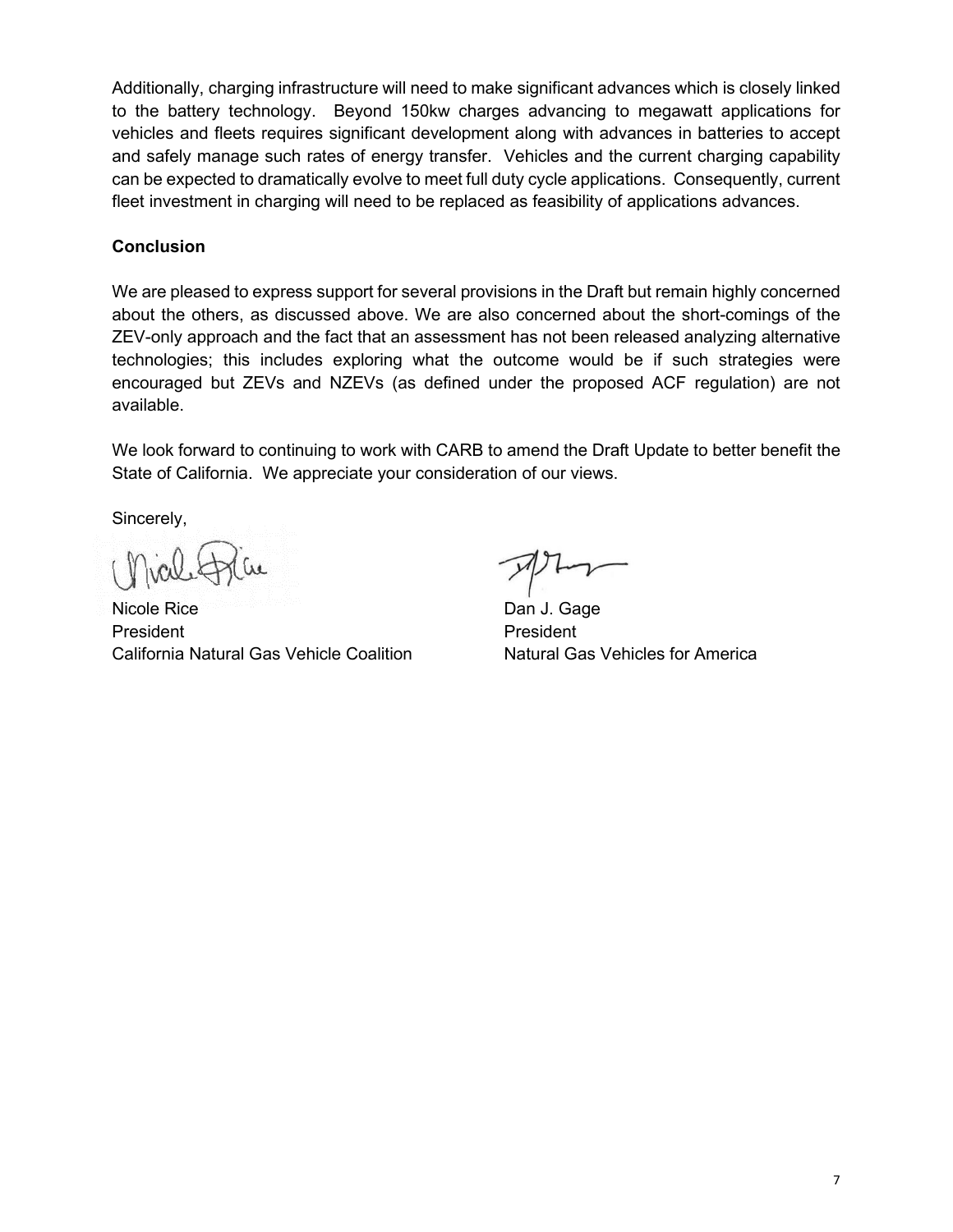Additionally, charging infrastructure will need to make significant advances which is closely linked to the battery technology. Beyond 150kw charges advancing to megawatt applications for vehicles and fleets requires significant development along with advances in batteries to accept and safely manage such rates of energy transfer. Vehicles and the current charging capability can be expected to dramatically evolve to meet full duty cycle applications. Consequently, current fleet investment in charging will need to be replaced as feasibility of applications advances.

**Conclusion**

We are pleased to express support for several provisions in the Draft but remain highly concerned about the others, as discussed above. We are also concerned about the short-comings of the ZEV-only approach and the fact that an assessment has not been released analyzing alternative technologies; this includes exploring what the outcome would be if such strategies were encouraged but ZEVs and NZEVs (as defined under the proposed ACF regulation) are not available.

We look forward to continuing to work with CARB to amend the Draft Update to better benefit the State of California. We appreciate your consideration of our views.

Sincerely,

Nicole Rice
President
California Natural Gas Vehicle Coalition

Dan J. Gage
President
Natural Gas Vehicles for America